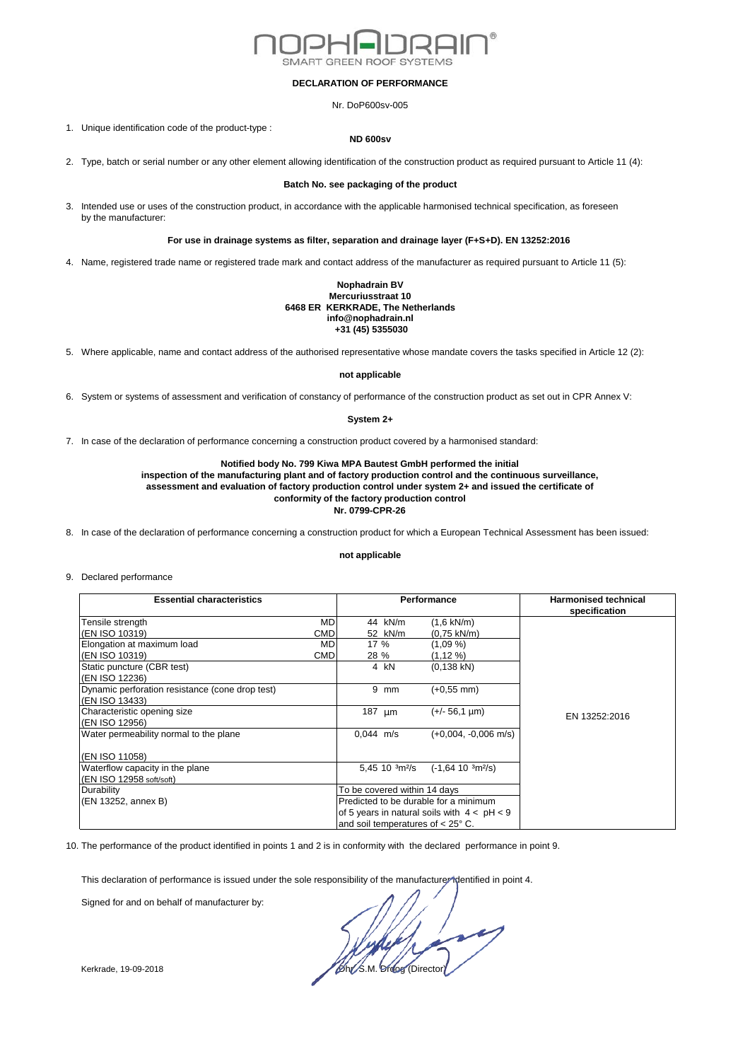NOPHADRAIN®
SMART GREEN ROOF SYSTEMS

**DECLARATION OF PERFORMANCE**

Nr. DoP600sv-005

1. Unique identification code of the product-type :

**ND 600sv**

2. Type, batch or serial number or any other element allowing identification of the construction product as required pursuant to Article 11 (4):

**Batch No. see packaging of the product**

3. Intended use or uses of the construction product, in accordance with the applicable harmonised technical specification, as foreseen by the manufacturer:

**For use in drainage systems as filter, separation and drainage layer (F+S+D). EN 13252:2016**

4. Name, registered trade name or registered trade mark and contact address of the manufacturer as required pursuant to Article 11 (5):

**Nophadrain BV**
**Mercuriusstraat 10**
**6468 ER KERKRADE, The Netherlands**
**info@nophadrain.nl**
**+31 (45) 5355030**

5. Where applicable, name and contact address of the authorised representative whose mandate covers the tasks specified in Article 12 (2):

**not applicable**

6. System or systems of assessment and verification of constancy of performance of the construction product as set out in CPR Annex V:

**System 2+**

7. In case of the declaration of performance concerning a construction product covered by a harmonised standard:

**Notified body No. 799 Kiwa MPA Bautest GmbH performed the initial inspection of the manufacturing plant and of factory production control and the continuous surveillance, assessment and evaluation of factory production control under system 2+ and issued the certificate of conformity of the factory production control**
**Nr. 0799-CPR-26**

8. In case of the declaration of performance concerning a construction product for which a European Technical Assessment has been issued:

**not applicable**

9. Declared performance

| Essential characteristics | | Performance | | Harmonised technical specification |
|---|---|---|---|---|
| Tensile strength | MD | 44 kN/m | (1,6 kN/m) | EN 13252:2016 |
| (EN ISO 10319) | CMD | 52 kN/m | (0,75 kN/m) | |
| Elongation at maximum load | MD | 17 % | (1,09 %) | |
| (EN ISO 10319) | CMD | 28 % | (1,12 %) | |
| Static puncture (CBR test) (EN ISO 12236) | | 4 kN | (0,138 kN) | |
| Dynamic perforation resistance (cone drop test) (EN ISO 13433) | | 9 mm | (+0,55 mm) | |
| Characteristic opening size (EN ISO 12956) | | 187 µm | (+/- 56,1 µm) | |
| Water permeability normal to the plane (EN ISO 11058) | | 0,044 m/s | (+0,004, -0,006 m/s) | |
| Waterflow capacity in the plane (EN ISO 12958 soft/soft) | | 5,45 10 ³m²/s | (-1,64 10 ³m²/s) | |
| Durability (EN 13252, annex B) | | To be covered within 14 days. Predicted to be durable for a minimum of 5 years in natural soils with $4 < pH < 9$ and soil temperatures of < 25° C. | | |

10. The performance of the product identified in points 1 and 2 is in conformity with the declared performance in point 9.

This declaration of performance is issued under the sole responsibility of the manufacturer identified in point 4.

Signed for and on behalf of manufacturer by:

Kerkrade, 19-09-2018

Dhr. S.M. Droog (Director)